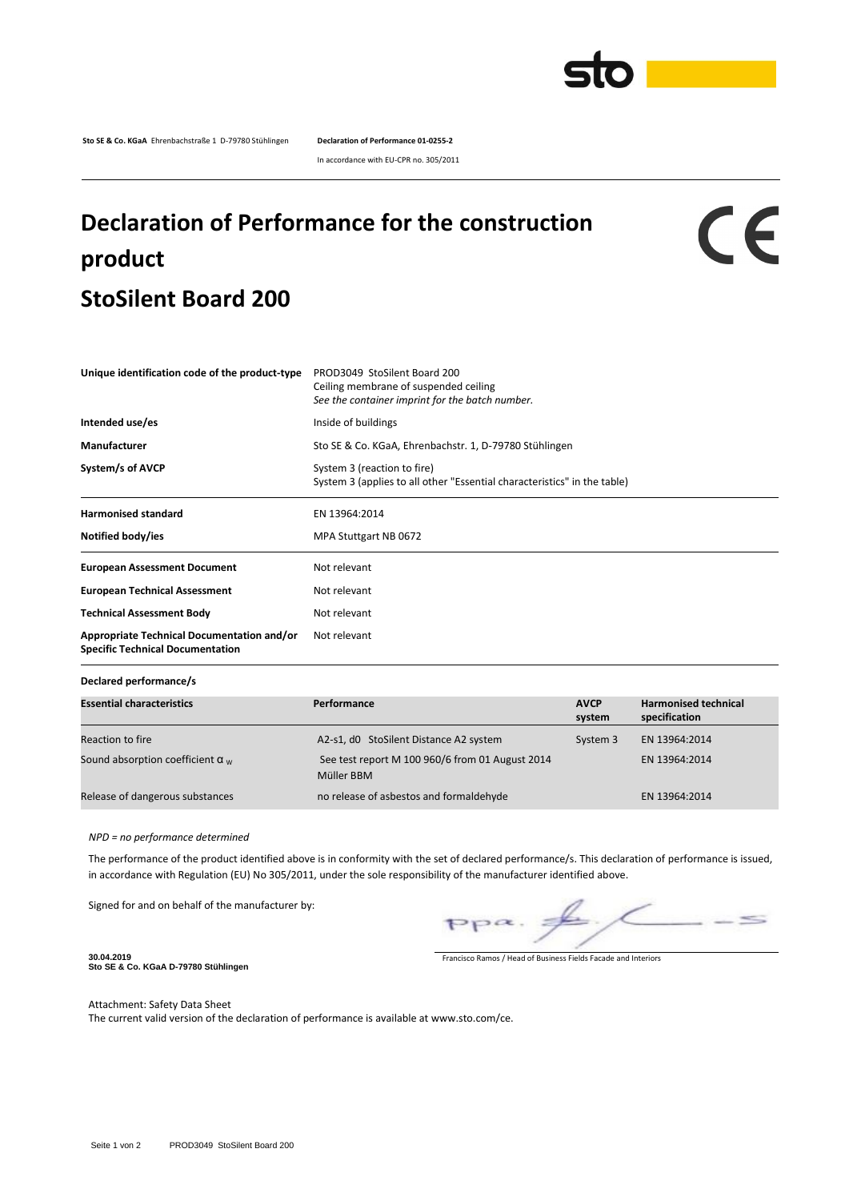**Sto SE & Co. KGaA** Ehrenbachstraße 1 D-79780 Stühlingen **Declaration of Performance 01-0255-2**

In accordance with EU-CPR no. 305/2011

# Declaration of Performance for the construction product

# StoSilent Board 200

CE

| | |
|---|---|
| **Unique identification code of the product-type** | PROD3049 StoSilent Board 200<br>Ceiling membrane of suspended ceiling<br>*See the container imprint for the batch number.* |
| **Intended use/es** | Inside of buildings |
| **Manufacturer** | Sto SE & Co. KGaA, Ehrenbachstr. 1, D-79780 Stühlingen |
| **System/s of AVCP** | System 3 (reaction to fire)<br>System 3 (applies to all other "Essential characteristics" in the table) |
| **Harmonised standard** | EN 13964:2014 |
| **Notified body/ies** | MPA Stuttgart NB 0672 |
| **European Assessment Document** | Not relevant |
| **European Technical Assessment** | Not relevant |
| **Technical Assessment Body** | Not relevant |
| **Appropriate Technical Documentation and/or Specific Technical Documentation** | Not relevant |

**Declared performance/s**

| **Essential characteristics** | **Performance** | **AVCP system** | **Harmonised technical specification** |
|---|---|---|---|
| Reaction to fire | A2-s1, d0 StoSilent Distance A2 system | System 3 | EN 13964:2014 |
| Sound absorption coefficient $\alpha_w$ | See test report M 100 960/6 from 01 August 2014 Müller BBM | | EN 13964:2014 |
| Release of dangerous substances | no release of asbestos and formaldehyde | | EN 13964:2014 |

*NPD = no performance determined*

The performance of the product identified above is in conformity with the set of declared performance/s. This declaration of performance is issued, in accordance with Regulation (EU) No 305/2011, under the sole responsibility of the manufacturer identified above.

Signed for and on behalf of the manufacturer by:

ppa.

**30.04.2019**
**Sto SE & Co. KGaA D-79780 Stühlingen**

Francisco Ramos / Head of Business Fields Facade and Interiors

Attachment: Safety Data Sheet
The current valid version of the declaration of performance is available at www.sto.com/ce.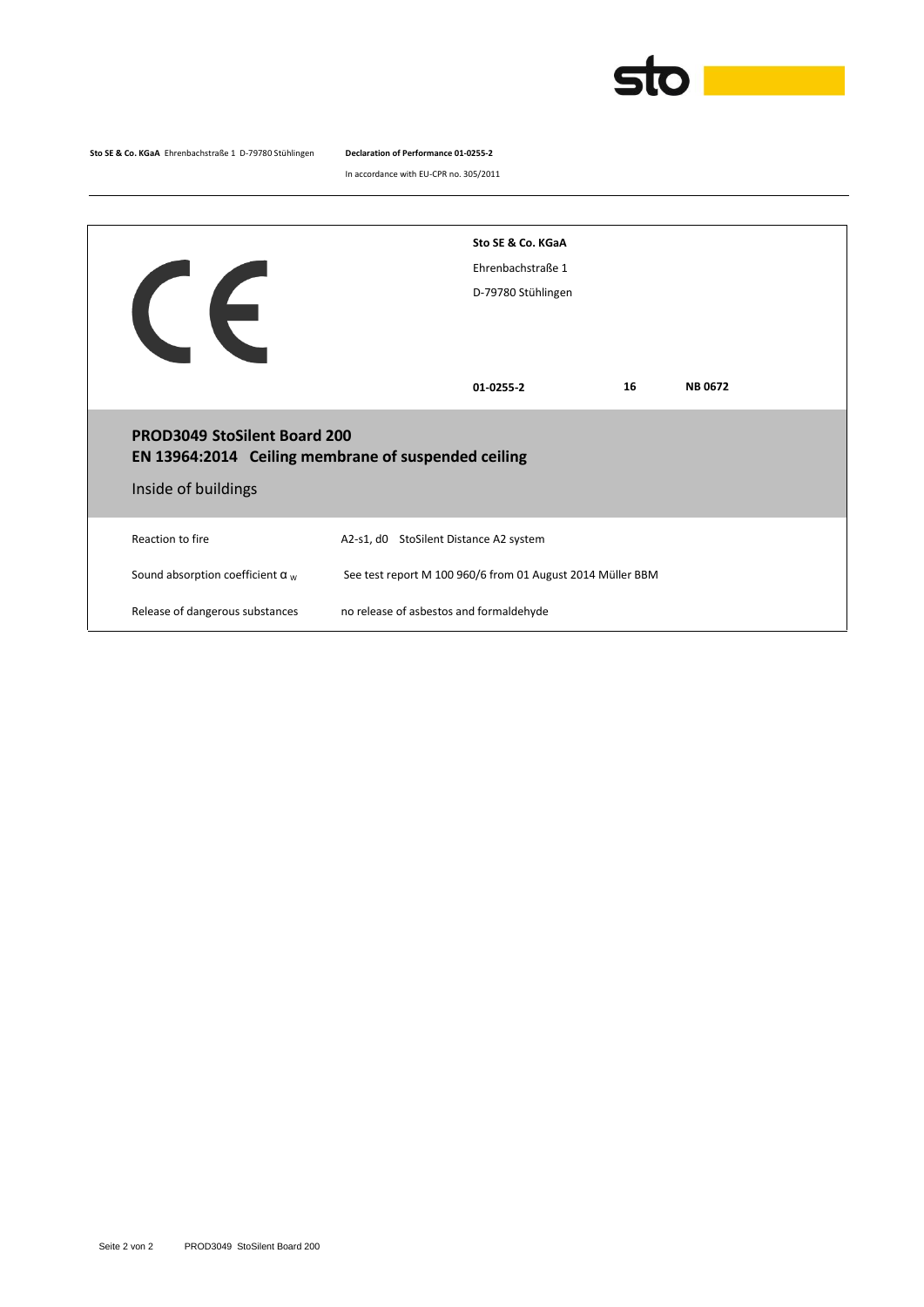**Sto SE & Co. KGaA** Ehrenbachstraße 1 D-79780 Stühlingen

**Declaration of Performance 01-0255-2**

In accordance with EU-CPR no. 305/2011

CE

**Sto SE & Co. KGaA**

Ehrenbachstraße 1

D-79780 Stühlingen

**01-0255-2** **16** **NB 0672**

## PROD3049 StoSilent Board 200

## EN 13964:2014 Ceiling membrane of suspended ceiling

Inside of buildings

| | |
|---|---|
| Reaction to fire | A2-s1, d0 StoSilent Distance A2 system |
| Sound absorption coefficient $\alpha_w$ | See test report M 100 960/6 from 01 August 2014 Müller BBM |
| Release of dangerous substances | no release of asbestos and formaldehyde |